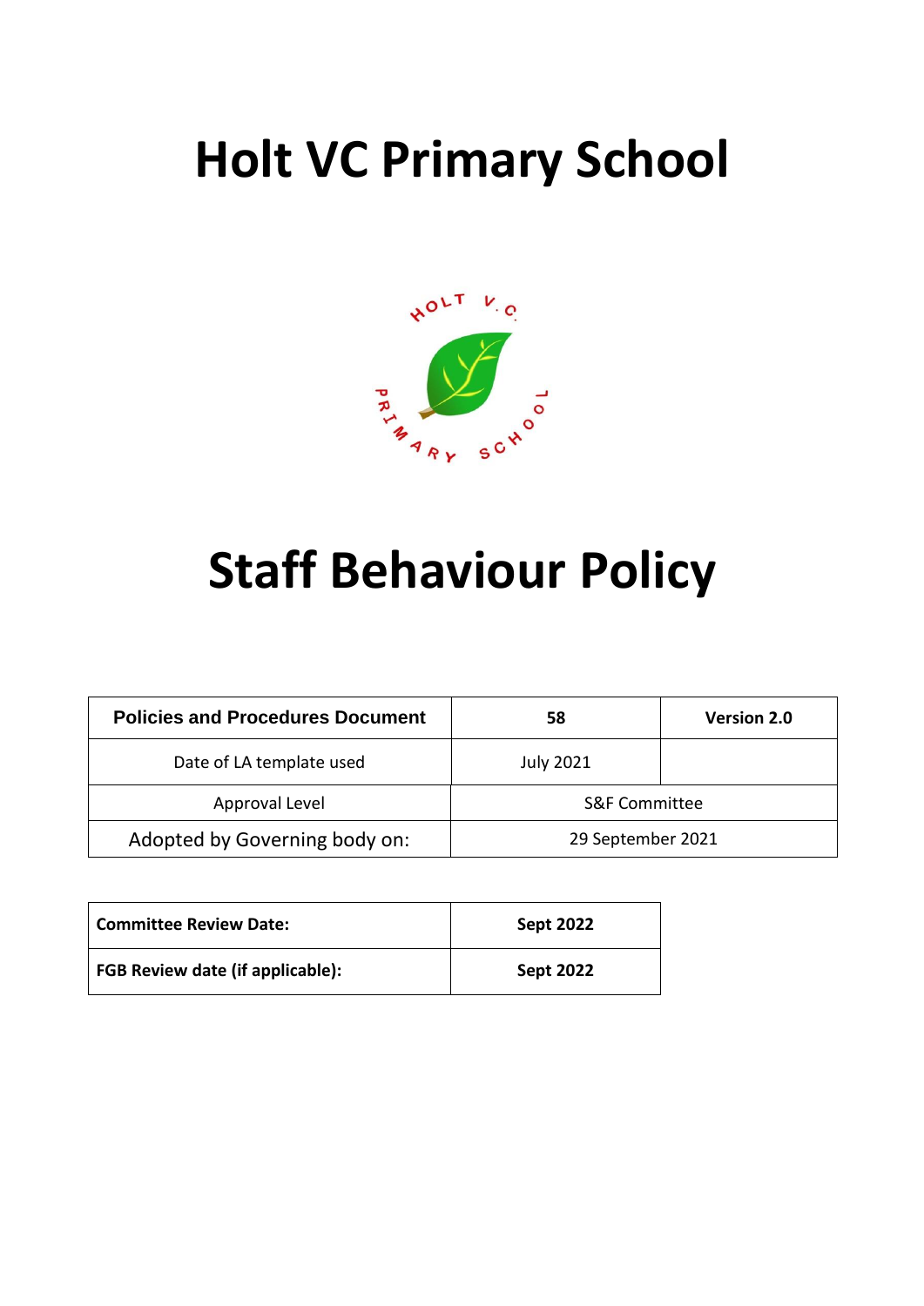# Holt VC Primary School

# Staff Behaviour Policy

| Policies and Procedures Document | 58 | Version 2.0 |
|---|---|---|
| Date of LA template used | July 2021 | |
| Approval Level | S&F Committee | |
| Adopted by Governing body on: | 29 September 2021 | |

| Committee Review Date: | Sept 2022 |
|---|---|
| FGB Review date (if applicable): | Sept 2022 |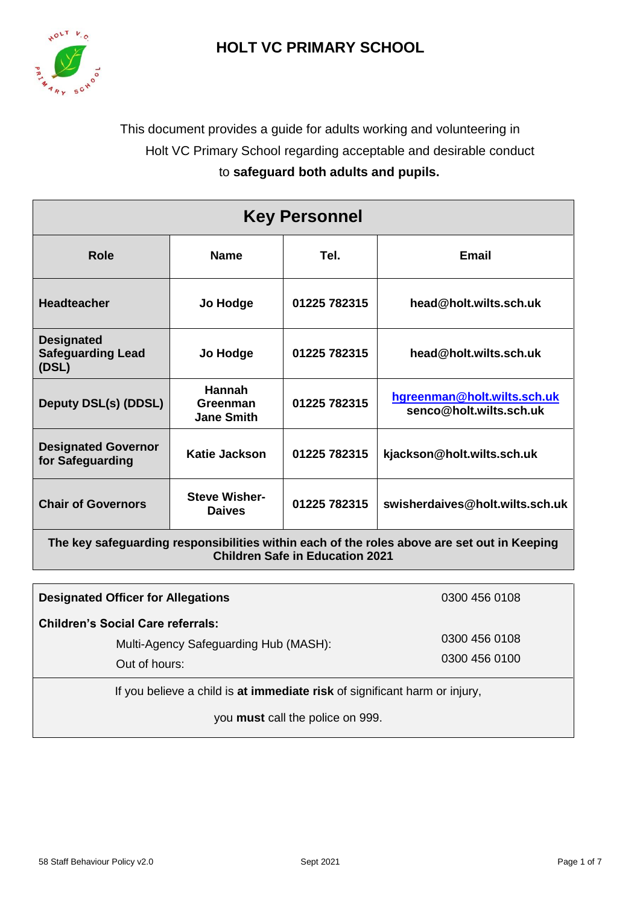# HOLT VC PRIMARY SCHOOL

This document provides a guide for adults working and volunteering in Holt VC Primary School regarding acceptable and desirable conduct to **safeguard both adults and pupils.**

| Key Personnel | | | |
|---|---|---|---|
| **Role** | **Name** | **Tel.** | **Email** |
| **Headteacher** | **Jo Hodge** | **01225 782315** | **head@holt.wilts.sch.uk** |
| **Designated Safeguarding Lead (DSL)** | **Jo Hodge** | **01225 782315** | **head@holt.wilts.sch.uk** |
| **Deputy DSL(s) (DDSL)** | **Hannah Greenman Jane Smith** | **01225 782315** | **hgreenman@holt.wilts.sch.uk senco@holt.wilts.sch.uk** |
| **Designated Governor for Safeguarding** | **Katie Jackson** | **01225 782315** | **kjackson@holt.wilts.sch.uk** |
| **Chair of Governors** | **Steve Wisher-Daives** | **01225 782315** | **swisherdaives@holt.wilts.sch.uk** |
| **The key safeguarding responsibilities within each of the roles above are set out in Keeping Children Safe in Education 2021** | | | |

| | |
|---|---|
| **Designated Officer for Allegations** | 0300 456 0108 |
| **Children's Social Care referrals:** | |
| Multi-Agency Safeguarding Hub (MASH): | 0300 456 0108 |
| Out of hours: | 0300 456 0100 |

If you believe a child is **at immediate risk** of significant harm or injury,

you **must** call the police on 999.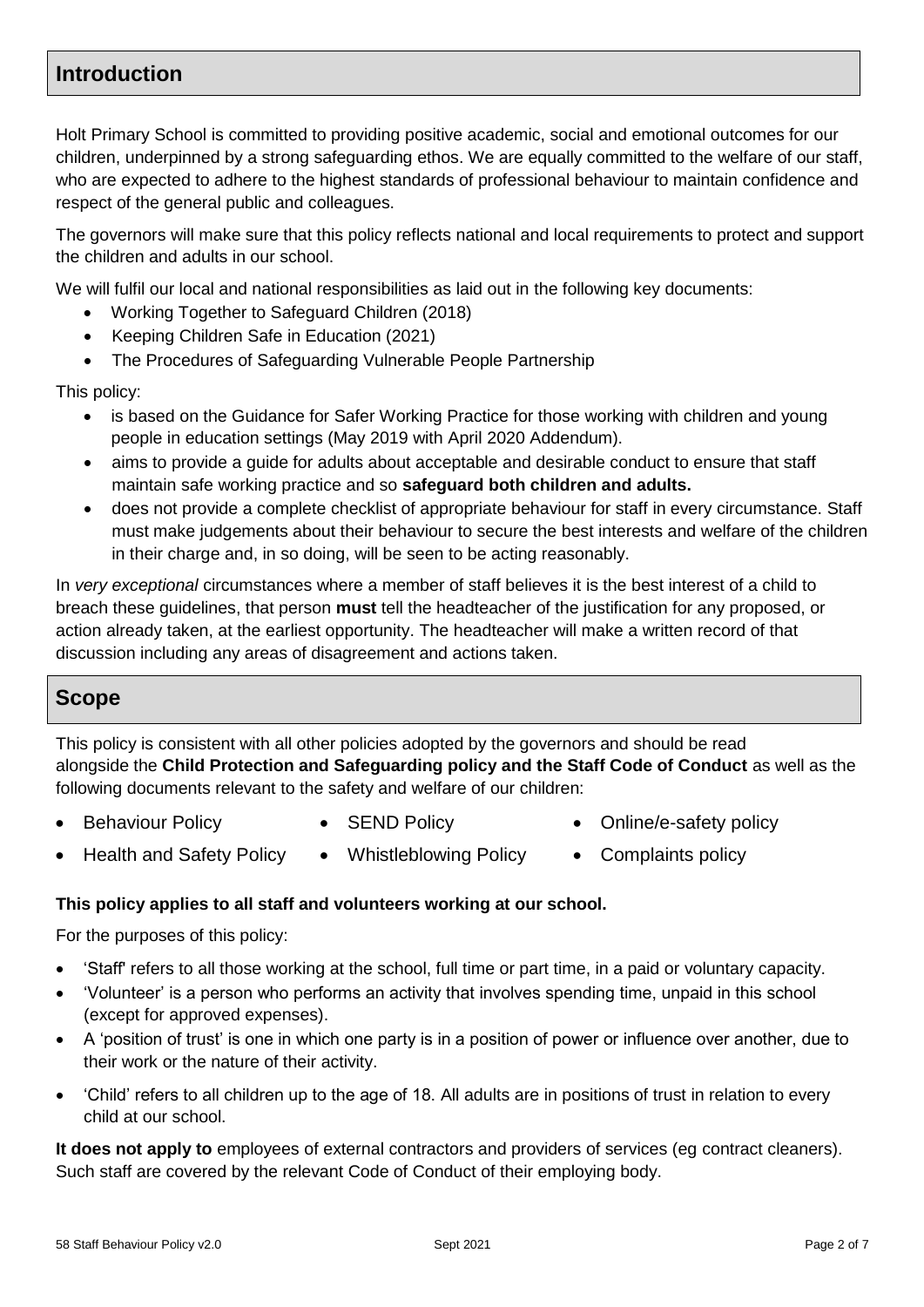## Introduction

Holt Primary School is committed to providing positive academic, social and emotional outcomes for our children, underpinned by a strong safeguarding ethos. We are equally committed to the welfare of our staff, who are expected to adhere to the highest standards of professional behaviour to maintain confidence and respect of the general public and colleagues.

The governors will make sure that this policy reflects national and local requirements to protect and support the children and adults in our school.

We will fulfil our local and national responsibilities as laid out in the following key documents:

- Working Together to Safeguard Children (2018)
- Keeping Children Safe in Education (2021)
- The Procedures of Safeguarding Vulnerable People Partnership

This policy:

- is based on the Guidance for Safer Working Practice for those working with children and young people in education settings (May 2019 with April 2020 Addendum).
- aims to provide a guide for adults about acceptable and desirable conduct to ensure that staff maintain safe working practice and so **safeguard both children and adults.**
- does not provide a complete checklist of appropriate behaviour for staff in every circumstance. Staff must make judgements about their behaviour to secure the best interests and welfare of the children in their charge and, in so doing, will be seen to be acting reasonably.

In *very exceptional* circumstances where a member of staff believes it is the best interest of a child to breach these guidelines, that person **must** tell the headteacher of the justification for any proposed, or action already taken, at the earliest opportunity. The headteacher will make a written record of that discussion including any areas of disagreement and actions taken.

## Scope

This policy is consistent with all other policies adopted by the governors and should be read alongside the **Child Protection and Safeguarding policy and the Staff Code of Conduct** as well as the following documents relevant to the safety and welfare of our children:

- Behaviour Policy
- SEND Policy
- Online/e-safety policy
- Health and Safety Policy
- Whistleblowing Policy
- Complaints policy

**This policy applies to all staff and volunteers working at our school.**

For the purposes of this policy:

- 'Staff' refers to all those working at the school, full time or part time, in a paid or voluntary capacity.
- 'Volunteer' is a person who performs an activity that involves spending time, unpaid in this school (except for approved expenses).
- A 'position of trust' is one in which one party is in a position of power or influence over another, due to their work or the nature of their activity.
- 'Child' refers to all children up to the age of 18. All adults are in positions of trust in relation to every child at our school.

**It does not apply to** employees of external contractors and providers of services (eg contract cleaners). Such staff are covered by the relevant Code of Conduct of their employing body.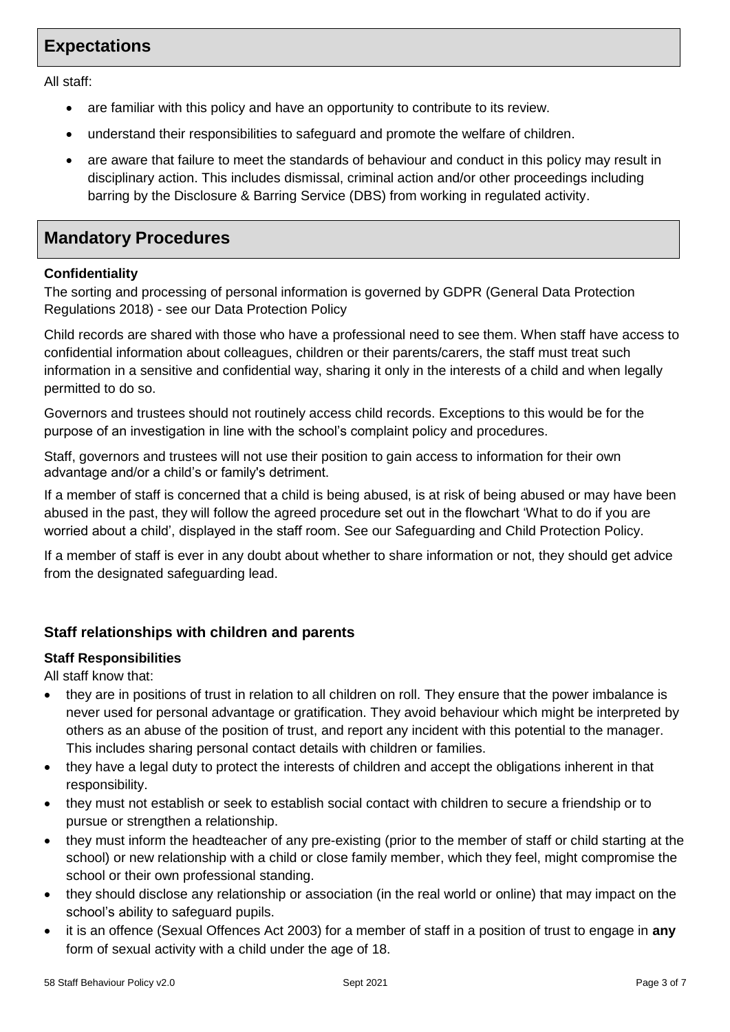## Expectations

All staff:

- are familiar with this policy and have an opportunity to contribute to its review.
- understand their responsibilities to safeguard and promote the welfare of children.
- are aware that failure to meet the standards of behaviour and conduct in this policy may result in disciplinary action. This includes dismissal, criminal action and/or other proceedings including barring by the Disclosure & Barring Service (DBS) from working in regulated activity.

## Mandatory Procedures

**Confidentiality**

The sorting and processing of personal information is governed by GDPR (General Data Protection Regulations 2018) - see our Data Protection Policy

Child records are shared with those who have a professional need to see them. When staff have access to confidential information about colleagues, children or their parents/carers, the staff must treat such information in a sensitive and confidential way, sharing it only in the interests of a child and when legally permitted to do so.

Governors and trustees should not routinely access child records. Exceptions to this would be for the purpose of an investigation in line with the school's complaint policy and procedures.

Staff, governors and trustees will not use their position to gain access to information for their own advantage and/or a child's or family's detriment.

If a member of staff is concerned that a child is being abused, is at risk of being abused or may have been abused in the past, they will follow the agreed procedure set out in the flowchart 'What to do if you are worried about a child', displayed in the staff room. See our Safeguarding and Child Protection Policy.

If a member of staff is ever in any doubt about whether to share information or not, they should get advice from the designated safeguarding lead.

### Staff relationships with children and parents

**Staff Responsibilities**

All staff know that:

- they are in positions of trust in relation to all children on roll. They ensure that the power imbalance is never used for personal advantage or gratification. They avoid behaviour which might be interpreted by others as an abuse of the position of trust, and report any incident with this potential to the manager. This includes sharing personal contact details with children or families.
- they have a legal duty to protect the interests of children and accept the obligations inherent in that responsibility.
- they must not establish or seek to establish social contact with children to secure a friendship or to pursue or strengthen a relationship.
- they must inform the headteacher of any pre-existing (prior to the member of staff or child starting at the school) or new relationship with a child or close family member, which they feel, might compromise the school or their own professional standing.
- they should disclose any relationship or association (in the real world or online) that may impact on the school's ability to safeguard pupils.
- it is an offence (Sexual Offences Act 2003) for a member of staff in a position of trust to engage in **any** form of sexual activity with a child under the age of 18.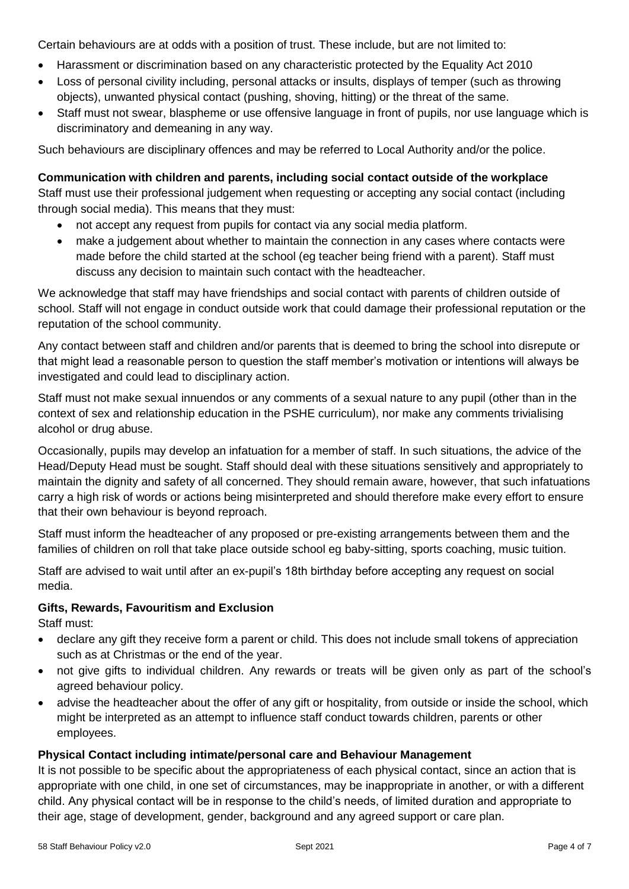Certain behaviours are at odds with a position of trust. These include, but are not limited to:

- Harassment or discrimination based on any characteristic protected by the Equality Act 2010
- Loss of personal civility including, personal attacks or insults, displays of temper (such as throwing objects), unwanted physical contact (pushing, shoving, hitting) or the threat of the same.
- Staff must not swear, blaspheme or use offensive language in front of pupils, nor use language which is discriminatory and demeaning in any way.

Such behaviours are disciplinary offences and may be referred to Local Authority and/or the police.

**Communication with children and parents, including social contact outside of the workplace**

Staff must use their professional judgement when requesting or accepting any social contact (including through social media). This means that they must:

- not accept any request from pupils for contact via any social media platform.
- make a judgement about whether to maintain the connection in any cases where contacts were made before the child started at the school (eg teacher being friend with a parent). Staff must discuss any decision to maintain such contact with the headteacher.

We acknowledge that staff may have friendships and social contact with parents of children outside of school. Staff will not engage in conduct outside work that could damage their professional reputation or the reputation of the school community.

Any contact between staff and children and/or parents that is deemed to bring the school into disrepute or that might lead a reasonable person to question the staff member's motivation or intentions will always be investigated and could lead to disciplinary action.

Staff must not make sexual innuendos or any comments of a sexual nature to any pupil (other than in the context of sex and relationship education in the PSHE curriculum), nor make any comments trivialising alcohol or drug abuse.

Occasionally, pupils may develop an infatuation for a member of staff. In such situations, the advice of the Head/Deputy Head must be sought. Staff should deal with these situations sensitively and appropriately to maintain the dignity and safety of all concerned. They should remain aware, however, that such infatuations carry a high risk of words or actions being misinterpreted and should therefore make every effort to ensure that their own behaviour is beyond reproach.

Staff must inform the headteacher of any proposed or pre-existing arrangements between them and the families of children on roll that take place outside school eg baby-sitting, sports coaching, music tuition.

Staff are advised to wait until after an ex-pupil's 18th birthday before accepting any request on social media.

**Gifts, Rewards, Favouritism and Exclusion**

Staff must:

- declare any gift they receive form a parent or child. This does not include small tokens of appreciation such as at Christmas or the end of the year.
- not give gifts to individual children. Any rewards or treats will be given only as part of the school's agreed behaviour policy.
- advise the headteacher about the offer of any gift or hospitality, from outside or inside the school, which might be interpreted as an attempt to influence staff conduct towards children, parents or other employees.

**Physical Contact including intimate/personal care and Behaviour Management**

It is not possible to be specific about the appropriateness of each physical contact, since an action that is appropriate with one child, in one set of circumstances, may be inappropriate in another, or with a different child. Any physical contact will be in response to the child's needs, of limited duration and appropriate to their age, stage of development, gender, background and any agreed support or care plan.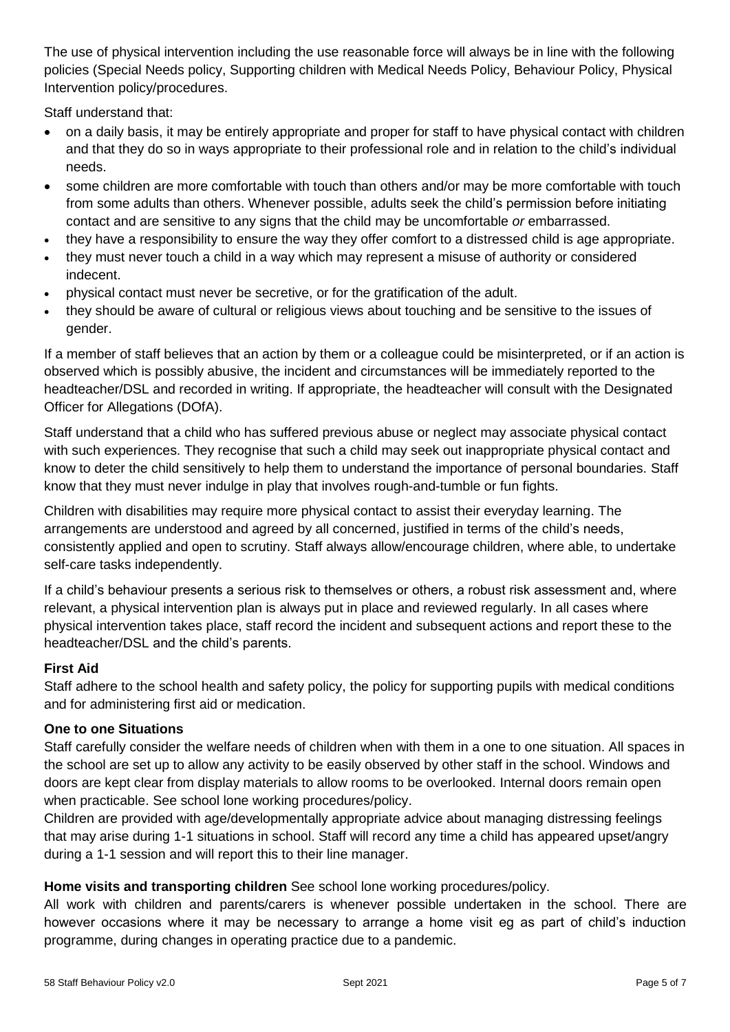The use of physical intervention including the use reasonable force will always be in line with the following policies (Special Needs policy, Supporting children with Medical Needs Policy, Behaviour Policy, Physical Intervention policy/procedures.

Staff understand that:

- on a daily basis, it may be entirely appropriate and proper for staff to have physical contact with children and that they do so in ways appropriate to their professional role and in relation to the child's individual needs.
- some children are more comfortable with touch than others and/or may be more comfortable with touch from some adults than others. Whenever possible, adults seek the child's permission before initiating contact and are sensitive to any signs that the child may be uncomfortable *or* embarrassed.
- they have a responsibility to ensure the way they offer comfort to a distressed child is age appropriate.
- they must never touch a child in a way which may represent a misuse of authority or considered indecent.
- physical contact must never be secretive, or for the gratification of the adult.
- they should be aware of cultural or religious views about touching and be sensitive to the issues of gender.

If a member of staff believes that an action by them or a colleague could be misinterpreted, or if an action is observed which is possibly abusive, the incident and circumstances will be immediately reported to the headteacher/DSL and recorded in writing. If appropriate, the headteacher will consult with the Designated Officer for Allegations (DOfA).

Staff understand that a child who has suffered previous abuse or neglect may associate physical contact with such experiences. They recognise that such a child may seek out inappropriate physical contact and know to deter the child sensitively to help them to understand the importance of personal boundaries. Staff know that they must never indulge in play that involves rough-and-tumble or fun fights.

Children with disabilities may require more physical contact to assist their everyday learning. The arrangements are understood and agreed by all concerned, justified in terms of the child's needs, consistently applied and open to scrutiny. Staff always allow/encourage children, where able, to undertake self-care tasks independently.

If a child's behaviour presents a serious risk to themselves or others, a robust risk assessment and, where relevant, a physical intervention plan is always put in place and reviewed regularly. In all cases where physical intervention takes place, staff record the incident and subsequent actions and report these to the headteacher/DSL and the child's parents.

**First Aid**

Staff adhere to the school health and safety policy, the policy for supporting pupils with medical conditions and for administering first aid or medication.

**One to one Situations**

Staff carefully consider the welfare needs of children when with them in a one to one situation. All spaces in the school are set up to allow any activity to be easily observed by other staff in the school. Windows and doors are kept clear from display materials to allow rooms to be overlooked. Internal doors remain open when practicable. See school lone working procedures/policy.

Children are provided with age/developmentally appropriate advice about managing distressing feelings that may arise during 1-1 situations in school. Staff will record any time a child has appeared upset/angry during a 1-1 session and will report this to their line manager.

**Home visits and transporting children** See school lone working procedures/policy.

All work with children and parents/carers is whenever possible undertaken in the school. There are however occasions where it may be necessary to arrange a home visit eg as part of child's induction programme, during changes in operating practice due to a pandemic.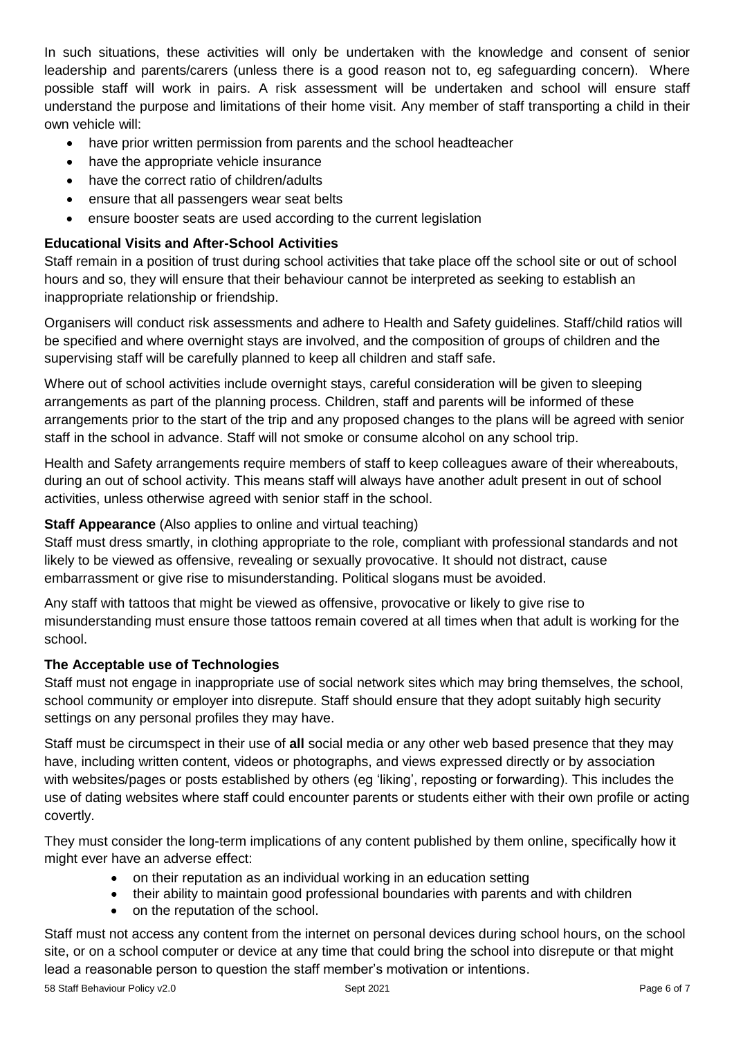In such situations, these activities will only be undertaken with the knowledge and consent of senior leadership and parents/carers (unless there is a good reason not to, eg safeguarding concern). Where possible staff will work in pairs. A risk assessment will be undertaken and school will ensure staff understand the purpose and limitations of their home visit. Any member of staff transporting a child in their own vehicle will:

- have prior written permission from parents and the school headteacher
- have the appropriate vehicle insurance
- have the correct ratio of children/adults
- ensure that all passengers wear seat belts
- ensure booster seats are used according to the current legislation

**Educational Visits and After-School Activities**

Staff remain in a position of trust during school activities that take place off the school site or out of school hours and so, they will ensure that their behaviour cannot be interpreted as seeking to establish an inappropriate relationship or friendship.

Organisers will conduct risk assessments and adhere to Health and Safety guidelines. Staff/child ratios will be specified and where overnight stays are involved, and the composition of groups of children and the supervising staff will be carefully planned to keep all children and staff safe.

Where out of school activities include overnight stays, careful consideration will be given to sleeping arrangements as part of the planning process. Children, staff and parents will be informed of these arrangements prior to the start of the trip and any proposed changes to the plans will be agreed with senior staff in the school in advance. Staff will not smoke or consume alcohol on any school trip.

Health and Safety arrangements require members of staff to keep colleagues aware of their whereabouts, during an out of school activity. This means staff will always have another adult present in out of school activities, unless otherwise agreed with senior staff in the school.

**Staff Appearance** (Also applies to online and virtual teaching)

Staff must dress smartly, in clothing appropriate to the role, compliant with professional standards and not likely to be viewed as offensive, revealing or sexually provocative. It should not distract, cause embarrassment or give rise to misunderstanding. Political slogans must be avoided.

Any staff with tattoos that might be viewed as offensive, provocative or likely to give rise to misunderstanding must ensure those tattoos remain covered at all times when that adult is working for the school.

**The Acceptable use of Technologies**

Staff must not engage in inappropriate use of social network sites which may bring themselves, the school, school community or employer into disrepute. Staff should ensure that they adopt suitably high security settings on any personal profiles they may have.

Staff must be circumspect in their use of **all** social media or any other web based presence that they may have, including written content, videos or photographs, and views expressed directly or by association with websites/pages or posts established by others (eg 'liking', reposting or forwarding). This includes the use of dating websites where staff could encounter parents or students either with their own profile or acting covertly.

They must consider the long-term implications of any content published by them online, specifically how it might ever have an adverse effect:

- on their reputation as an individual working in an education setting
- their ability to maintain good professional boundaries with parents and with children
- on the reputation of the school.

Staff must not access any content from the internet on personal devices during school hours, on the school site, or on a school computer or device at any time that could bring the school into disrepute or that might lead a reasonable person to question the staff member's motivation or intentions.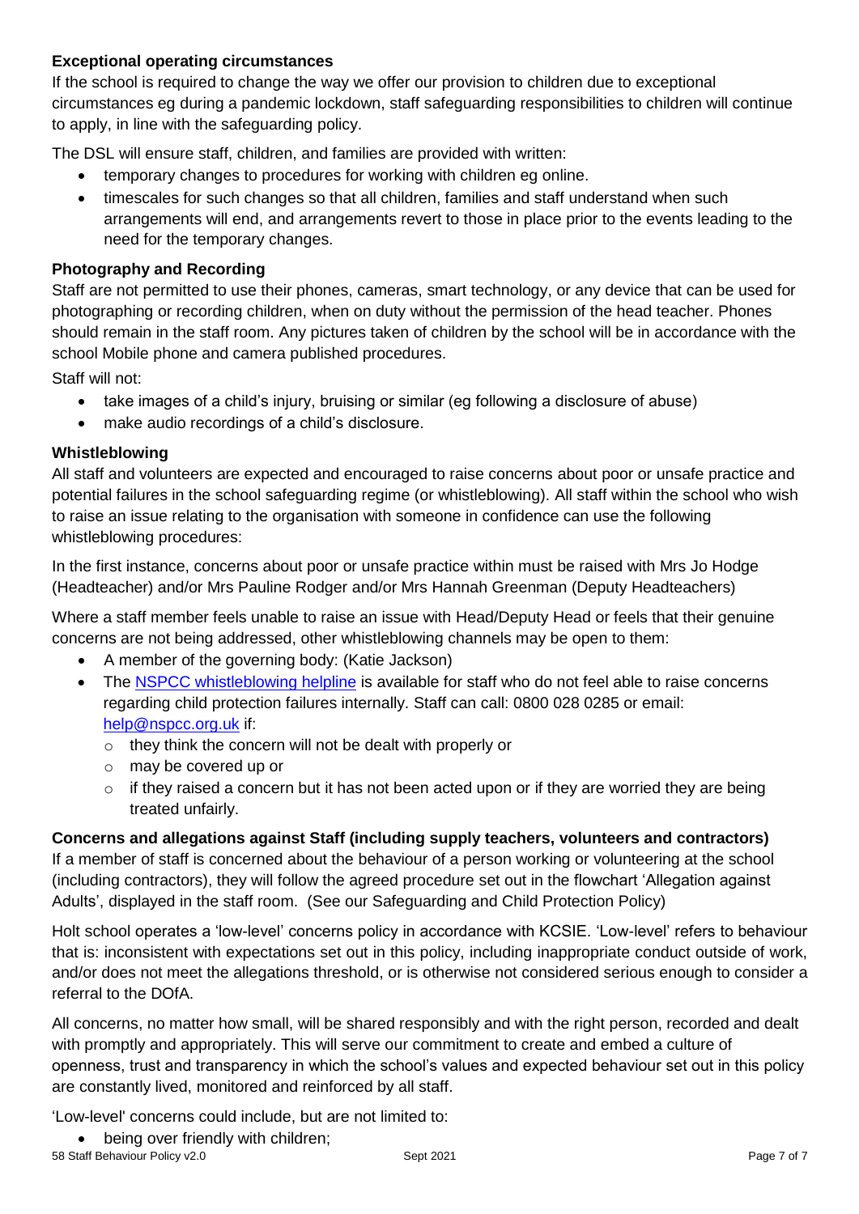**Exceptional operating circumstances**

If the school is required to change the way we offer our provision to children due to exceptional circumstances eg during a pandemic lockdown, staff safeguarding responsibilities to children will continue to apply, in line with the safeguarding policy.

The DSL will ensure staff, children, and families are provided with written:

- temporary changes to procedures for working with children eg online.
- timescales for such changes so that all children, families and staff understand when such arrangements will end, and arrangements revert to those in place prior to the events leading to the need for the temporary changes.

**Photography and Recording**

Staff are not permitted to use their phones, cameras, smart technology, or any device that can be used for photographing or recording children, when on duty without the permission of the head teacher. Phones should remain in the staff room. Any pictures taken of children by the school will be in accordance with the school Mobile phone and camera published procedures.

Staff will not:

- take images of a child's injury, bruising or similar (eg following a disclosure of abuse)
- make audio recordings of a child's disclosure.

**Whistleblowing**

All staff and volunteers are expected and encouraged to raise concerns about poor or unsafe practice and potential failures in the school safeguarding regime (or whistleblowing). All staff within the school who wish to raise an issue relating to the organisation with someone in confidence can use the following whistleblowing procedures:

In the first instance, concerns about poor or unsafe practice within must be raised with Mrs Jo Hodge (Headteacher) and/or Mrs Pauline Rodger and/or Mrs Hannah Greenman (Deputy Headteachers)

Where a staff member feels unable to raise an issue with Head/Deputy Head or feels that their genuine concerns are not being addressed, other whistleblowing channels may be open to them:

- A member of the governing body: (Katie Jackson)
- The [NSPCC whistleblowing helpline](NSPCC whistleblowing helpline) is available for staff who do not feel able to raise concerns regarding child protection failures internally. Staff can call: 0800 028 0285 or email: [help@nspcc.org.uk](mailto:help@nspcc.org.uk) if:
  - they think the concern will not be dealt with properly or
  - may be covered up or
  - if they raised a concern but it has not been acted upon or if they are worried they are being treated unfairly.

**Concerns and allegations against Staff (including supply teachers, volunteers and contractors)**

If a member of staff is concerned about the behaviour of a person working or volunteering at the school (including contractors), they will follow the agreed procedure set out in the flowchart 'Allegation against Adults', displayed in the staff room. (See our Safeguarding and Child Protection Policy)

Holt school operates a 'low-level' concerns policy in accordance with KCSIE. 'Low-level' refers to behaviour that is: inconsistent with expectations set out in this policy, including inappropriate conduct outside of work, and/or does not meet the allegations threshold, or is otherwise not considered serious enough to consider a referral to the DOfA.

All concerns, no matter how small, will be shared responsibly and with the right person, recorded and dealt with promptly and appropriately. This will serve our commitment to create and embed a culture of openness, trust and transparency in which the school's values and expected behaviour set out in this policy are constantly lived, monitored and reinforced by all staff.

'Low-level' concerns could include, but are not limited to:

- being over friendly with children;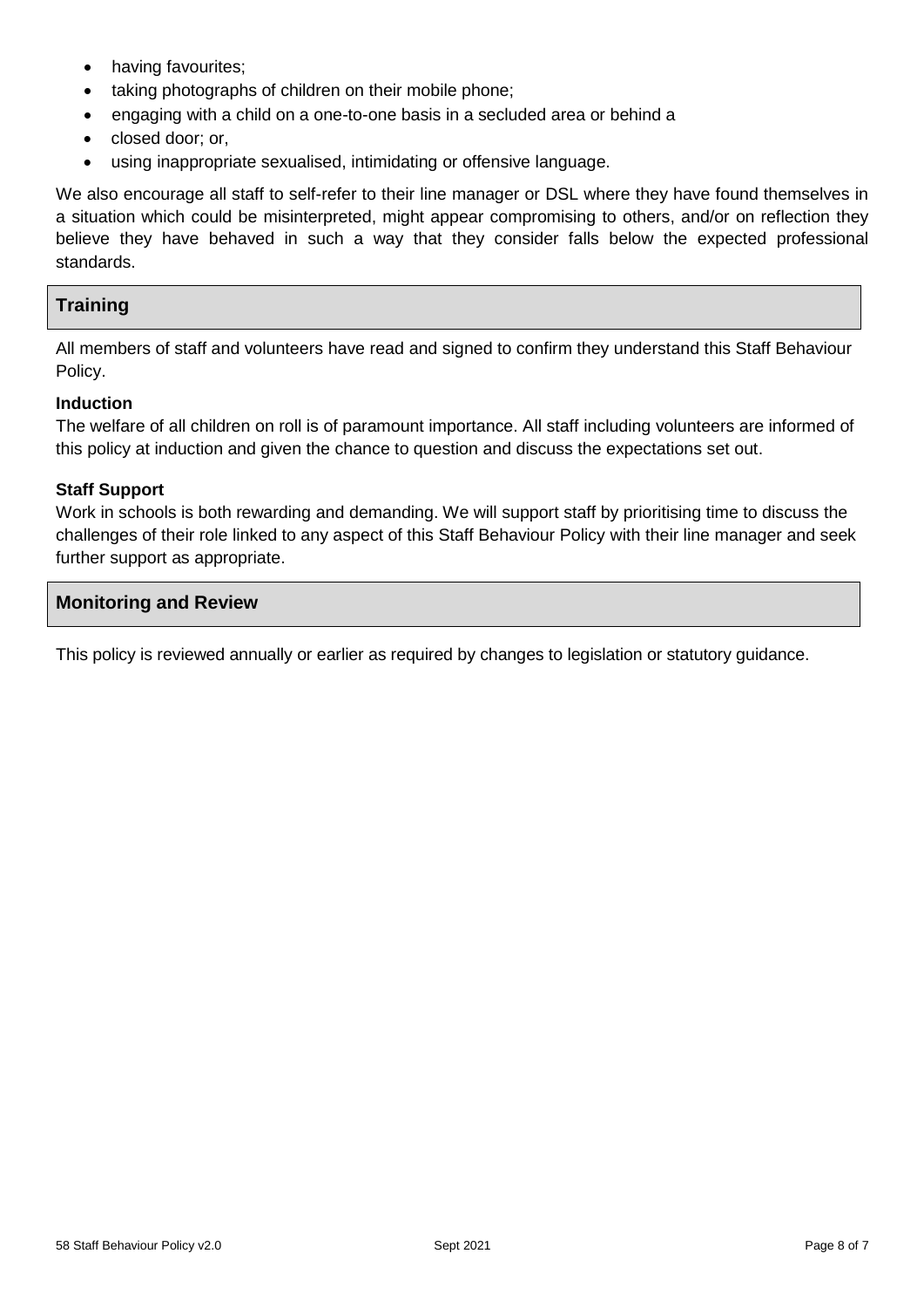- having favourites;
- taking photographs of children on their mobile phone;
- engaging with a child on a one-to-one basis in a secluded area or behind a
- closed door; or,
- using inappropriate sexualised, intimidating or offensive language.

We also encourage all staff to self-refer to their line manager or DSL where they have found themselves in a situation which could be misinterpreted, might appear compromising to others, and/or on reflection they believe they have behaved in such a way that they consider falls below the expected professional standards.

## Training

All members of staff and volunteers have read and signed to confirm they understand this Staff Behaviour Policy.

**Induction**

The welfare of all children on roll is of paramount importance. All staff including volunteers are informed of this policy at induction and given the chance to question and discuss the expectations set out.

**Staff Support**

Work in schools is both rewarding and demanding. We will support staff by prioritising time to discuss the challenges of their role linked to any aspect of this Staff Behaviour Policy with their line manager and seek further support as appropriate.

## Monitoring and Review

This policy is reviewed annually or earlier as required by changes to legislation or statutory guidance.